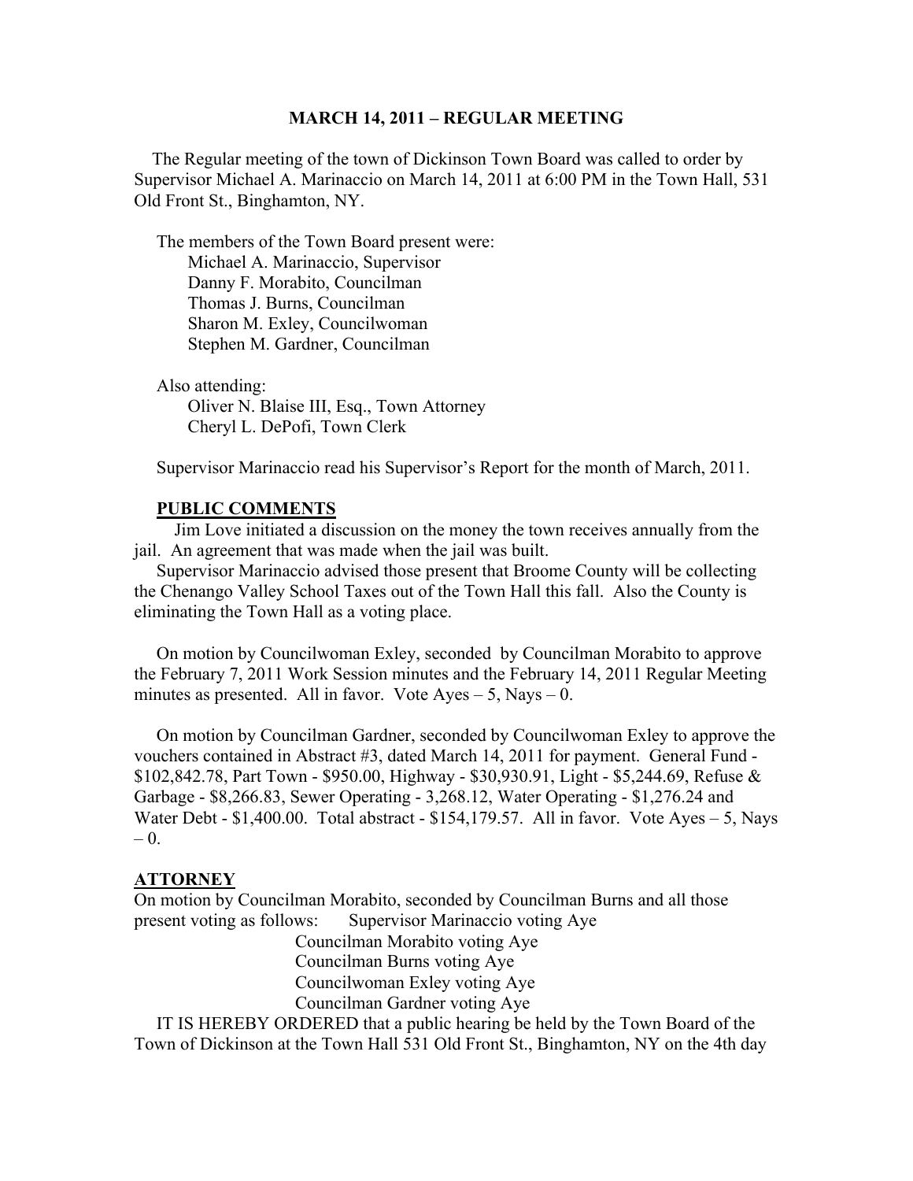## MARCH 14, 2011 – REGULAR MEETING

The Regular meeting of the town of Dickinson Town Board was called to order by Supervisor Michael A. Marinaccio on March 14, 2011 at 6:00 PM in the Town Hall, 531 Old Front St., Binghamton, NY.

The members of the Town Board present were:
- Michael A. Marinaccio, Supervisor
- Danny F. Morabito, Councilman
- Thomas J. Burns, Councilman
- Sharon M. Exley, Councilwoman
- Stephen M. Gardner, Councilman

Also attending:
- Oliver N. Blaise III, Esq., Town Attorney
- Cheryl L. DePofi, Town Clerk

Supervisor Marinaccio read his Supervisor's Report for the month of March, 2011.

**PUBLIC COMMENTS**

Jim Love initiated a discussion on the money the town receives annually from the jail. An agreement that was made when the jail was built.

Supervisor Marinaccio advised those present that Broome County will be collecting the Chenango Valley School Taxes out of the Town Hall this fall. Also the County is eliminating the Town Hall as a voting place.

On motion by Councilwoman Exley, seconded by Councilman Morabito to approve the February 7, 2011 Work Session minutes and the February 14, 2011 Regular Meeting minutes as presented. All in favor. Vote Ayes – 5, Nays – 0.

On motion by Councilman Gardner, seconded by Councilwoman Exley to approve the vouchers contained in Abstract #3, dated March 14, 2011 for payment. General Fund - $102,842.78, Part Town - $950.00, Highway - $30,930.91, Light - $5,244.69, Refuse & Garbage - $8,266.83, Sewer Operating - 3,268.12, Water Operating - $1,276.24 and Water Debt - $1,400.00. Total abstract - $154,179.57. All in favor. Vote Ayes – 5, Nays – 0.

**ATTORNEY**

On motion by Councilman Morabito, seconded by Councilman Burns and all those present voting as follows: Supervisor Marinaccio voting Aye
Councilman Morabito voting Aye
Councilman Burns voting Aye
Councilwoman Exley voting Aye
Councilman Gardner voting Aye

IT IS HEREBY ORDERED that a public hearing be held by the Town Board of the Town of Dickinson at the Town Hall 531 Old Front St., Binghamton, NY on the 4th day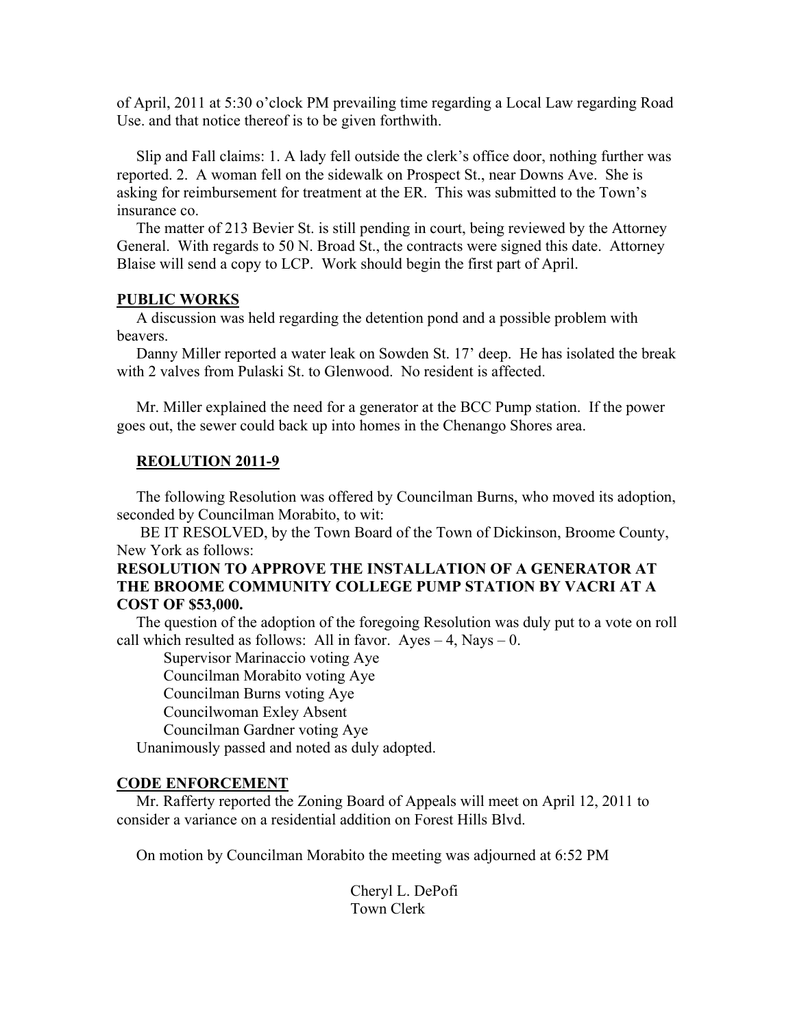of April, 2011 at 5:30 o'clock PM prevailing time regarding a Local Law regarding Road Use. and that notice thereof is to be given forthwith.

Slip and Fall claims: 1. A lady fell outside the clerk's office door, nothing further was reported. 2. A woman fell on the sidewalk on Prospect St., near Downs Ave. She is asking for reimbursement for treatment at the ER. This was submitted to the Town's insurance co.

The matter of 213 Bevier St. is still pending in court, being reviewed by the Attorney General. With regards to 50 N. Broad St., the contracts were signed this date. Attorney Blaise will send a copy to LCP. Work should begin the first part of April.

## PUBLIC WORKS

A discussion was held regarding the detention pond and a possible problem with beavers.

Danny Miller reported a water leak on Sowden St. 17' deep. He has isolated the break with 2 valves from Pulaski St. to Glenwood. No resident is affected.

Mr. Miller explained the need for a generator at the BCC Pump station. If the power goes out, the sewer could back up into homes in the Chenango Shores area.

## REOLUTION 2011-9

The following Resolution was offered by Councilman Burns, who moved its adoption, seconded by Councilman Morabito, to wit:

BE IT RESOLVED, by the Town Board of the Town of Dickinson, Broome County, New York as follows:

**RESOLUTION TO APPROVE THE INSTALLATION OF A GENERATOR AT THE BROOME COMMUNITY COLLEGE PUMP STATION BY VACRI AT A COST OF $53,000.**

The question of the adoption of the foregoing Resolution was duly put to a vote on roll call which resulted as follows: All in favor. Ayes – 4, Nays – 0.

Supervisor Marinaccio voting Aye
Councilman Morabito voting Aye
Councilman Burns voting Aye
Councilwoman Exley Absent
Councilman Gardner voting Aye

Unanimously passed and noted as duly adopted.

## CODE ENFORCEMENT

Mr. Rafferty reported the Zoning Board of Appeals will meet on April 12, 2011 to consider a variance on a residential addition on Forest Hills Blvd.

On motion by Councilman Morabito the meeting was adjourned at 6:52 PM

Cheryl L. DePofi
Town Clerk